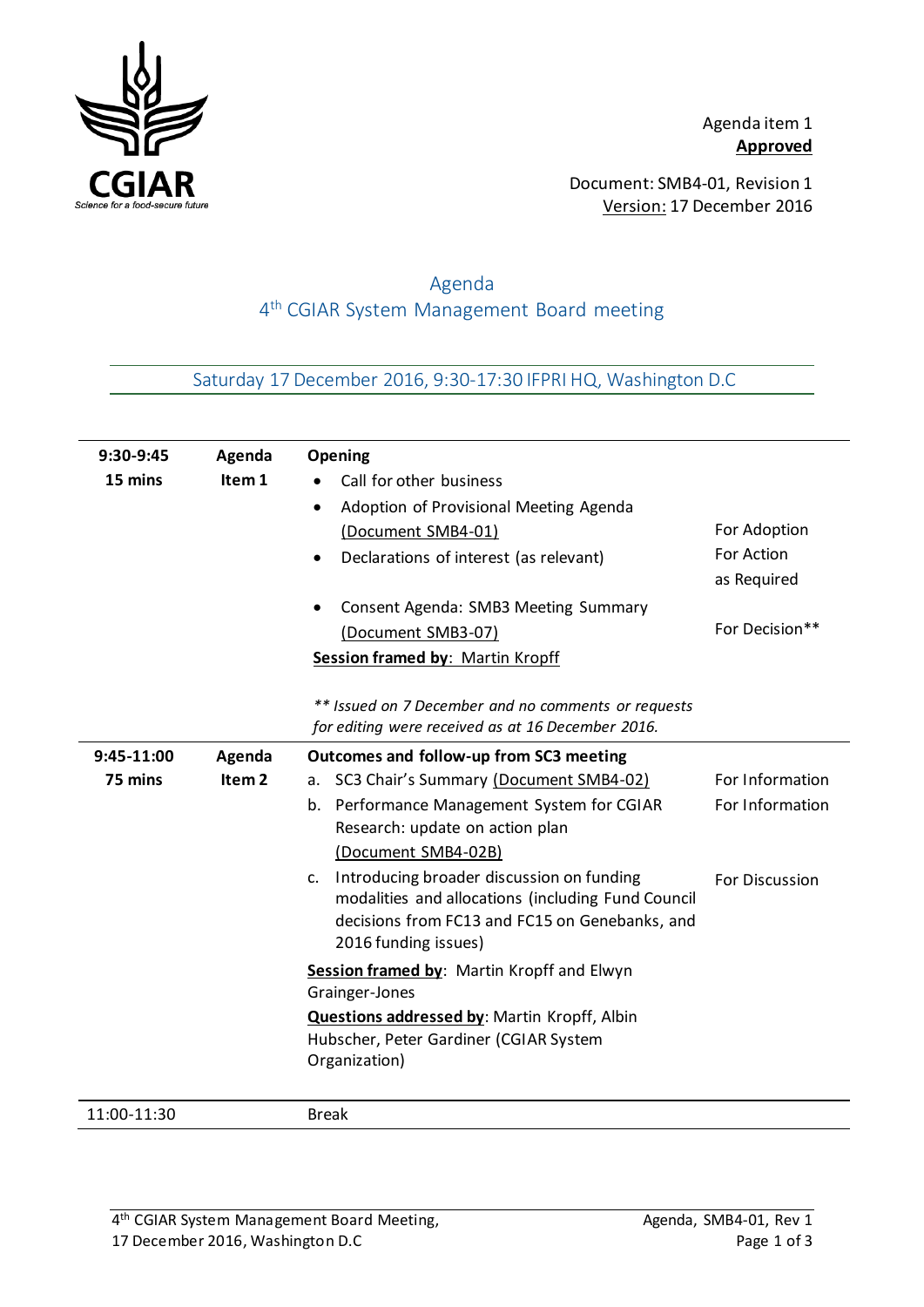Agenda item 1
**Approved**

Document: SMB4-01, Revision 1
Version: 17 December 2016

# Agenda
## 4th CGIAR System Management Board meeting

### Saturday 17 December 2016, 9:30-17:30 IFPRI HQ, Washington D.C

| | | | |
|---|---|---|---|
| **9:30-9:45** **15 mins** | **Agenda Item 1** | **Opening**<br>• Call for other business<br>• Adoption of Provisional Meeting Agenda (Document SMB4-01)<br>• Declarations of interest (as relevant)<br>• Consent Agenda: SMB3 Meeting Summary (Document SMB3-07)<br>**Session framed by**: Martin Kropff<br><br>*\*\* Issued on 7 December and no comments or requests for editing were received as at 16 December 2016.* | For Adoption<br>For Action as Required<br><br>For Decision\*\* |
| **9:45-11:00** **75 mins** | **Agenda Item 2** | **Outcomes and follow-up from SC3 meeting**<br>a. SC3 Chair's Summary (Document SMB4-02)<br>b. Performance Management System for CGIAR Research: update on action plan (Document SMB4-02B)<br>c. Introducing broader discussion on funding modalities and allocations (including Fund Council decisions from FC13 and FC15 on Genebanks, and 2016 funding issues)<br>**Session framed by**: Martin Kropff and Elwyn Grainger-Jones<br>**Questions addressed by**: Martin Kropff, Albin Hubscher, Peter Gardiner (CGIAR System Organization) | For Information<br>For Information<br><br>For Discussion |
| 11:00-11:30 | | Break | |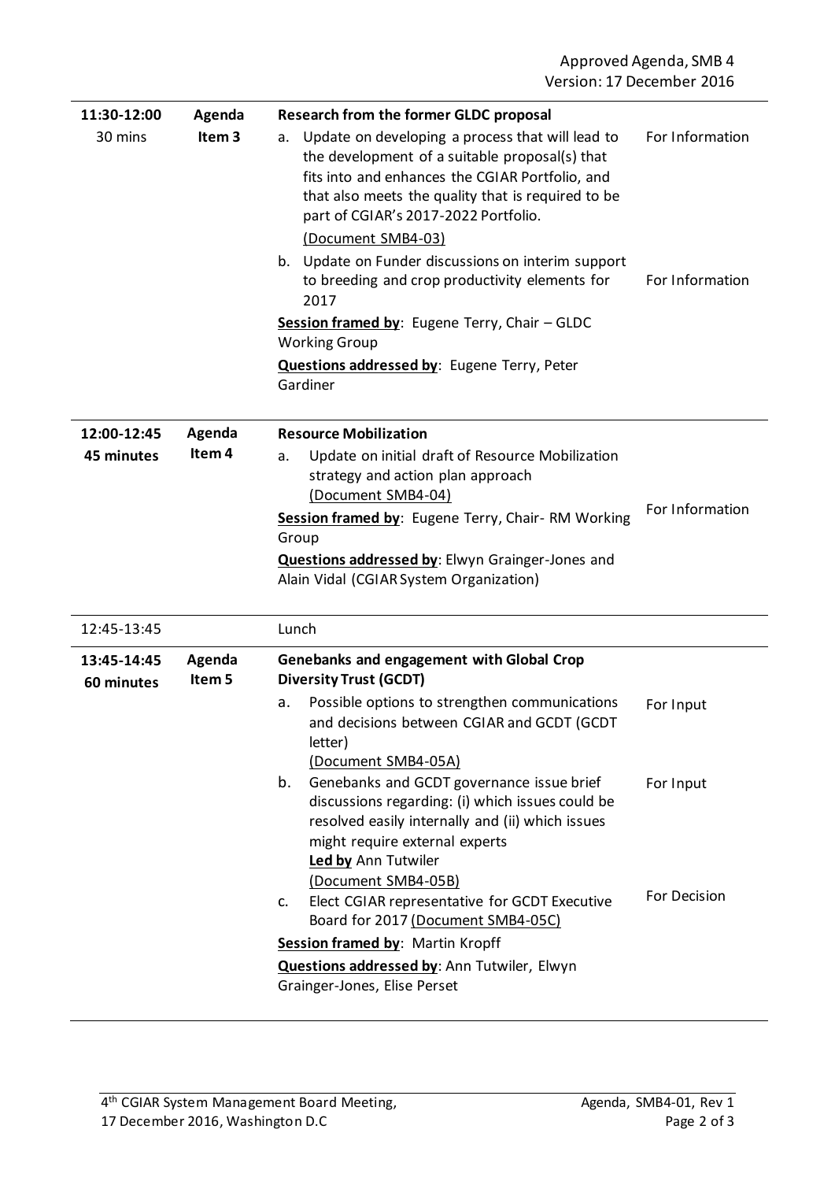| Time | Item | Description | Purpose |
|---|---|---|---|
| **11:30-12:00** 30 mins | **Agenda Item 3** | **Research from the former GLDC proposal**<br>a. Update on developing a process that will lead to the development of a suitable proposal(s) that fits into and enhances the CGIAR Portfolio, and that also meets the quality that is required to be part of CGIAR's 2017-2022 Portfolio. (Document SMB4-03)<br>b. Update on Funder discussions on interim support to breeding and crop productivity elements for 2017<br>**Session framed by**: Eugene Terry, Chair – GLDC Working Group<br>**Questions addressed by**: Eugene Terry, Peter Gardiner | For Information<br><br>For Information |
| **12:00-12:45** **45 minutes** | **Agenda Item 4** | **Resource Mobilization**<br>a. Update on initial draft of Resource Mobilization strategy and action plan approach (Document SMB4-04)<br>**Session framed by**: Eugene Terry, Chair- RM Working Group<br>**Questions addressed by**: Elwyn Grainger-Jones and Alain Vidal (CGIAR System Organization) | For Information |
| 12:45-13:45 | | Lunch | |
| **13:45-14:45** **60 minutes** | **Agenda Item 5** | **Genebanks and engagement with Global Crop Diversity Trust (GCDT)**<br>a. Possible options to strengthen communications and decisions between CGIAR and GCDT (GCDT letter) (Document SMB4-05A)<br>b. Genebanks and GCDT governance issue brief discussions regarding: (i) which issues could be resolved easily internally and (ii) which issues might require external experts **Led by** Ann Tutwiler (Document SMB4-05B)<br>c. Elect CGIAR representative for GCDT Executive Board for 2017 (Document SMB4-05C)<br>**Session framed by**: Martin Kropff<br>**Questions addressed by**: Ann Tutwiler, Elwyn Grainger-Jones, Elise Perset | For Input<br><br>For Input<br><br>For Decision |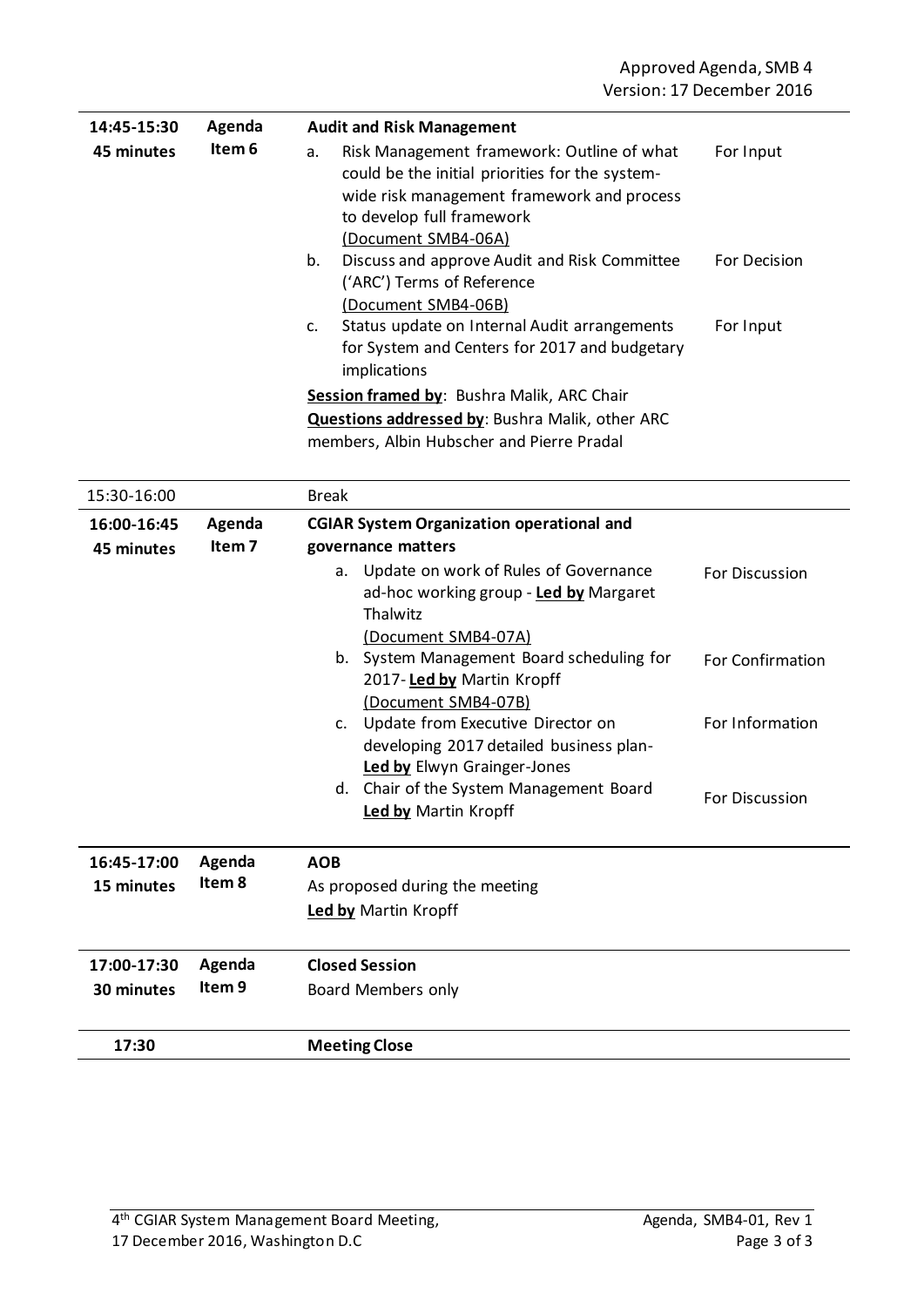| | | | |
|---|---|---|---|
| **14:45-15:30** **45 minutes** | **Agenda Item 6** | **Audit and Risk Management** | |
| | | a. Risk Management framework: Outline of what could be the initial priorities for the system-wide risk management framework and process to develop full framework (Document SMB4-06A) | For Input |
| | | b. Discuss and approve Audit and Risk Committee ('ARC') Terms of Reference (Document SMB4-06B) | For Decision |
| | | c. Status update on Internal Audit arrangements for System and Centers for 2017 and budgetary implications | For Input |
| | | **Session framed by**: Bushra Malik, ARC Chair<br>**Questions addressed by**: Bushra Malik, other ARC members, Albin Hubscher and Pierre Pradal | |
| 15:30-16:00 | | Break | |
| **16:00-16:45** **45 minutes** | **Agenda Item 7** | **CGIAR System Organization operational and governance matters** | |
| | | a. Update on work of Rules of Governance ad-hoc working group - **Led by** Margaret Thalwitz (Document SMB4-07A) | For Discussion |
| | | b. System Management Board scheduling for 2017- **Led by** Martin Kropff (Document SMB4-07B) | For Confirmation |
| | | c. Update from Executive Director on developing 2017 detailed business plan- **Led by** Elwyn Grainger-Jones | For Information |
| | | d. Chair of the System Management Board **Led by** Martin Kropff | For Discussion |
| **16:45-17:00** **15 minutes** | **Agenda Item 8** | **AOB**<br>As proposed during the meeting<br>**Led by** Martin Kropff | |
| **17:00-17:30** **30 minutes** | **Agenda Item 9** | **Closed Session**<br>Board Members only | |
| **17:30** | | **Meeting Close** | |

4th CGIAR System Management Board Meeting, 17 December 2016, Washington D.C

Agenda, SMB4-01, Rev 1